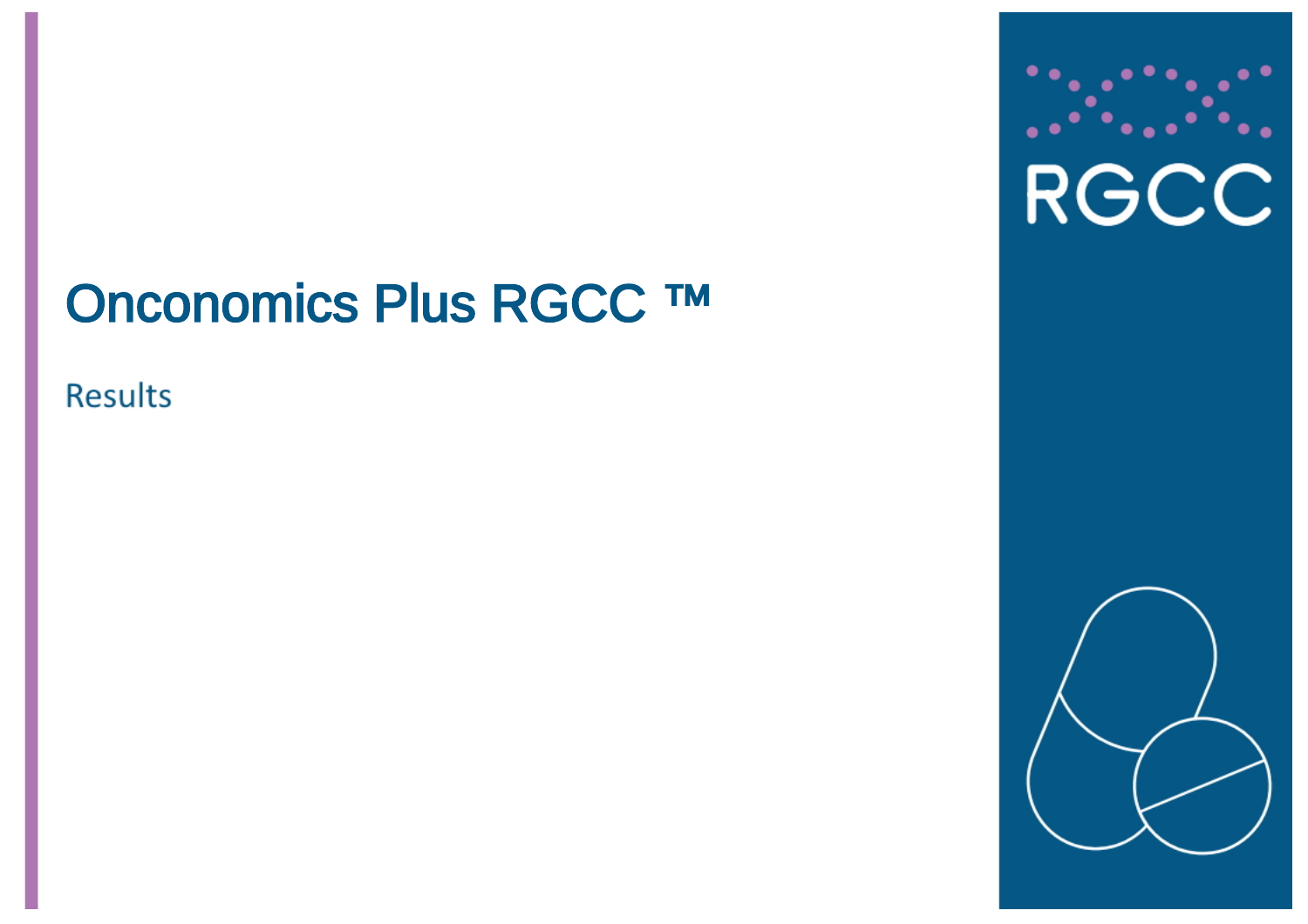# Onconomics Plus RGCC ™

Results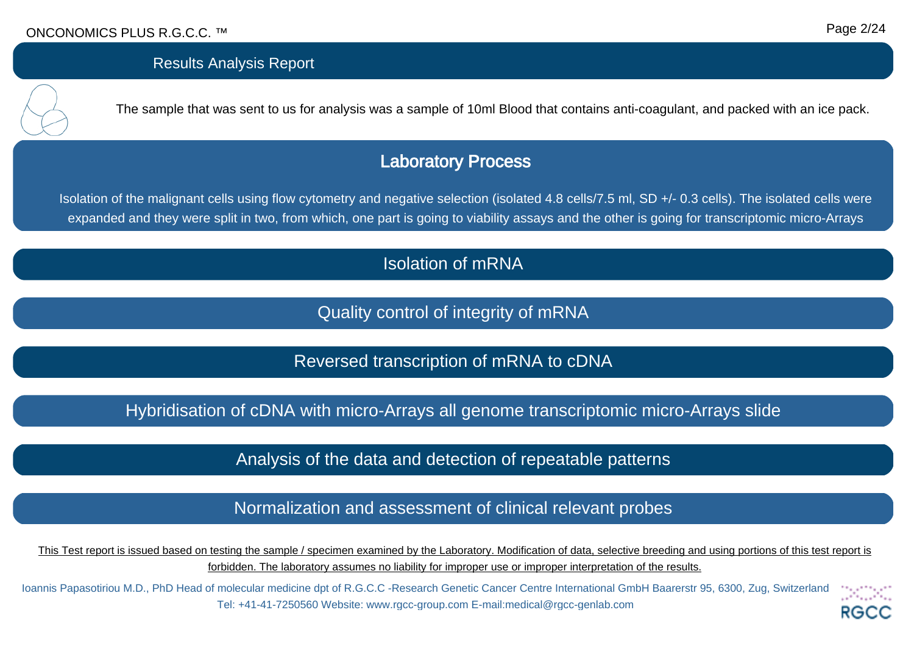## Results Analysis Report

The sample that was sent to us for analysis was a sample of 10ml Blood that contains anti-coagulant, and packed with an ice pack.

## Laboratory Process

Isolation of the malignant cells using flow cytometry and negative selection (isolated 4.8 cells/7.5 ml, SD +/- 0.3 cells). The isolated cells were expanded and they were split in two, from which, one part is going to viability assays and the other is going for transcriptomic micro-Arrays

### Isolation of mRNA

### Quality control of integrity of mRNA

### Reversed transcription of mRNA to cDNA

### Hybridisation of cDNA with micro-Arrays all genome transcriptomic micro-Arrays slide

### Analysis of the data and detection of repeatable patterns

### Normalization and assessment of clinical relevant probes

This Test report is issued based on testing the sample / specimen examined by the Laboratory. Modification of data, selective breeding and using portions of this test report is forbidden. The laboratory assumes no liability for improper use or improper interpretation of the results.

Ioannis Papasotiriou M.D., PhD Head of molecular medicine dpt of R.G.C.C -Research Genetic Cancer Centre International GmbH Baarerstr 95, 6300, Zug, Switzerland
Tel: +41-41-7250560 Website: www.rgcc-group.com E-mail:medical@rgcc-genlab.com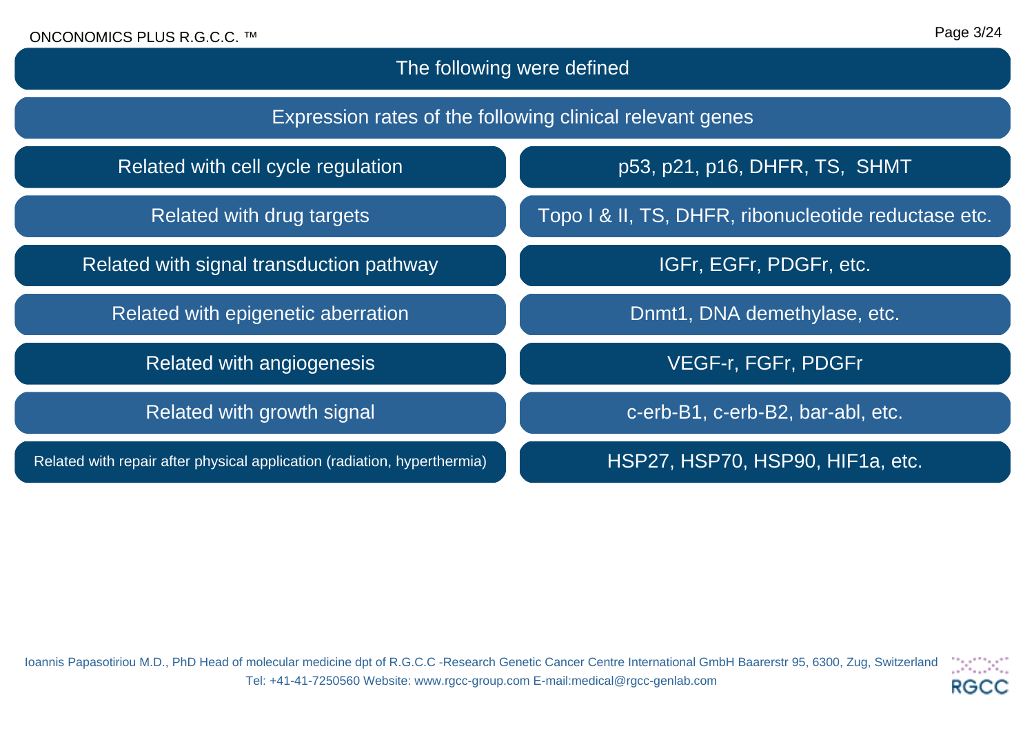## The following were defined

### Expression rates of the following clinical relevant genes

| Category | Genes |
|---|---|
| Related with cell cycle regulation | p53, p21, p16, DHFR, TS, SHMT |
| Related with drug targets | Topo I & II, TS, DHFR, ribonucleotide reductase etc. |
| Related with signal transduction pathway | IGFr, EGFr, PDGFr, etc. |
| Related with epigenetic aberration | Dnmt1, DNA demethylase, etc. |
| Related with angiogenesis | VEGF-r, FGFr, PDGFr |
| Related with growth signal | c-erb-B1, c-erb-B2, bar-abl, etc. |
| Related with repair after physical application (radiation, hyperthermia) | HSP27, HSP70, HSP90, HIF1a, etc. |

Ioannis Papasotiriou M.D., PhD Head of molecular medicine dpt of R.G.C.C -Research Genetic Cancer Centre International GmbH Baarerstr 95, 6300, Zug, Switzerland
Tel: +41-41-7250560 Website: www.rgcc-group.com E-mail:medical@rgcc-genlab.com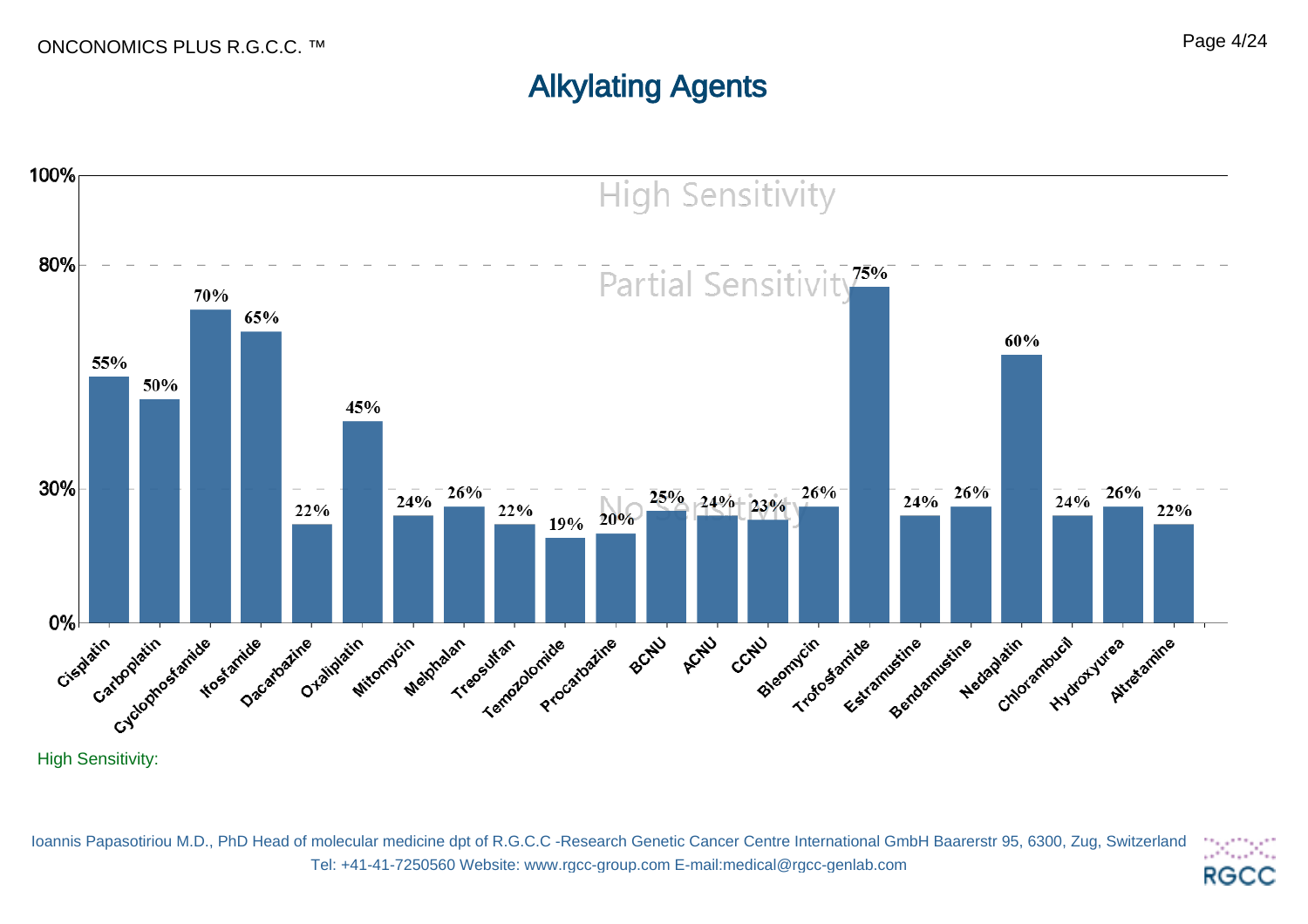# Alkylating Agents

| Agent | Sensitivity |
|---|---|
| Cisplatin | 55% |
| Carboplatin | 50% |
| Cyclophosfamide | 70% |
| Ifosfamide | 65% |
| Dacarbazine | 22% |
| Oxaliplatin | 45% |
| Mitomycin | 24% |
| Melphalan | 26% |
| Treosulfan | 22% |
| Temozolomide | 19% |
| Procarbazine | 20% |
| BCNU | 25% |
| ACNU | 24% |
| CCNU | 23% |
| Bleomycin | 26% |
| Trofosfamide | 75% |
| Estramustine | 24% |
| Bendamustine | 26% |
| Nedaplatin | 60% |
| Chlorambucil | 24% |
| Hydroxyurea | 26% |
| Altretamine | 22% |

Sensitivity bands: High Sensitivity (80%–100%), Partial Sensitivity (30%–80%), No Sensitivity (0%–30%)

High Sensitivity:

Ioannis Papasotiriou M.D., PhD Head of molecular medicine dpt of R.G.C.C -Research Genetic Cancer Centre International GmbH Baarerstr 95, 6300, Zug, Switzerland
Tel: +41-41-7250560 Website: www.rgcc-group.com E-mail:medical@rgcc-genlab.com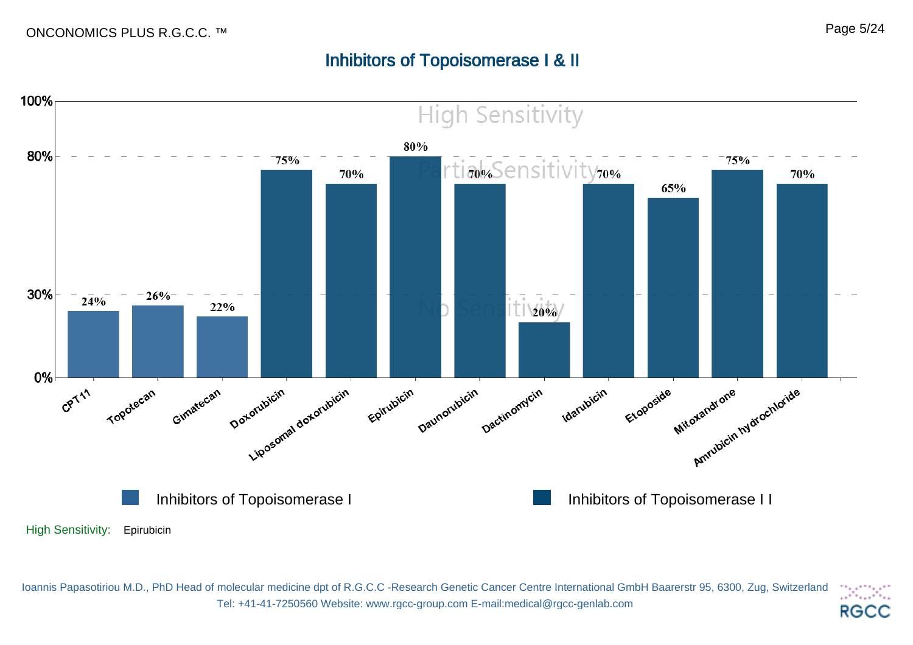## Inhibitors of Topoisomerase I & II

| Drug | Sensitivity | Category |
|---|---|---|
| CPT11 | 24% | Inhibitors of Topoisomerase I |
| Topotecan | 26% | Inhibitors of Topoisomerase I |
| Gimatecan | 22% | Inhibitors of Topoisomerase I |
| Doxorubicin | 75% | Inhibitors of Topoisomerase I I |
| Liposomal doxorubicin | 70% | Inhibitors of Topoisomerase I I |
| Epirubicin | 80% | Inhibitors of Topoisomerase I I |
| Daunorubicin | 70% | Inhibitors of Topoisomerase I I |
| Dactinomycin | 20% | Inhibitors of Topoisomerase I I |
| Idarubicin | 70% | Inhibitors of Topoisomerase I I |
| Etoposide | 65% | Inhibitors of Topoisomerase I I |
| Mitoxandrone | 75% | Inhibitors of Topoisomerase I I |
| Amrubicin hydrochloride | 70% | Inhibitors of Topoisomerase I I |

Sensitivity zones: High Sensitivity (80%–100%), Partial Sensitivity (30%–80%), No Sensitivity (0%–30%)

High Sensitivity: Epirubicin

Ioannis Papasotiriou M.D., PhD Head of molecular medicine dpt of R.G.C.C -Research Genetic Cancer Centre International GmbH Baarerstr 95, 6300, Zug, Switzerland
Tel: +41-41-7250560 Website: www.rgcc-group.com E-mail:medical@rgcc-genlab.com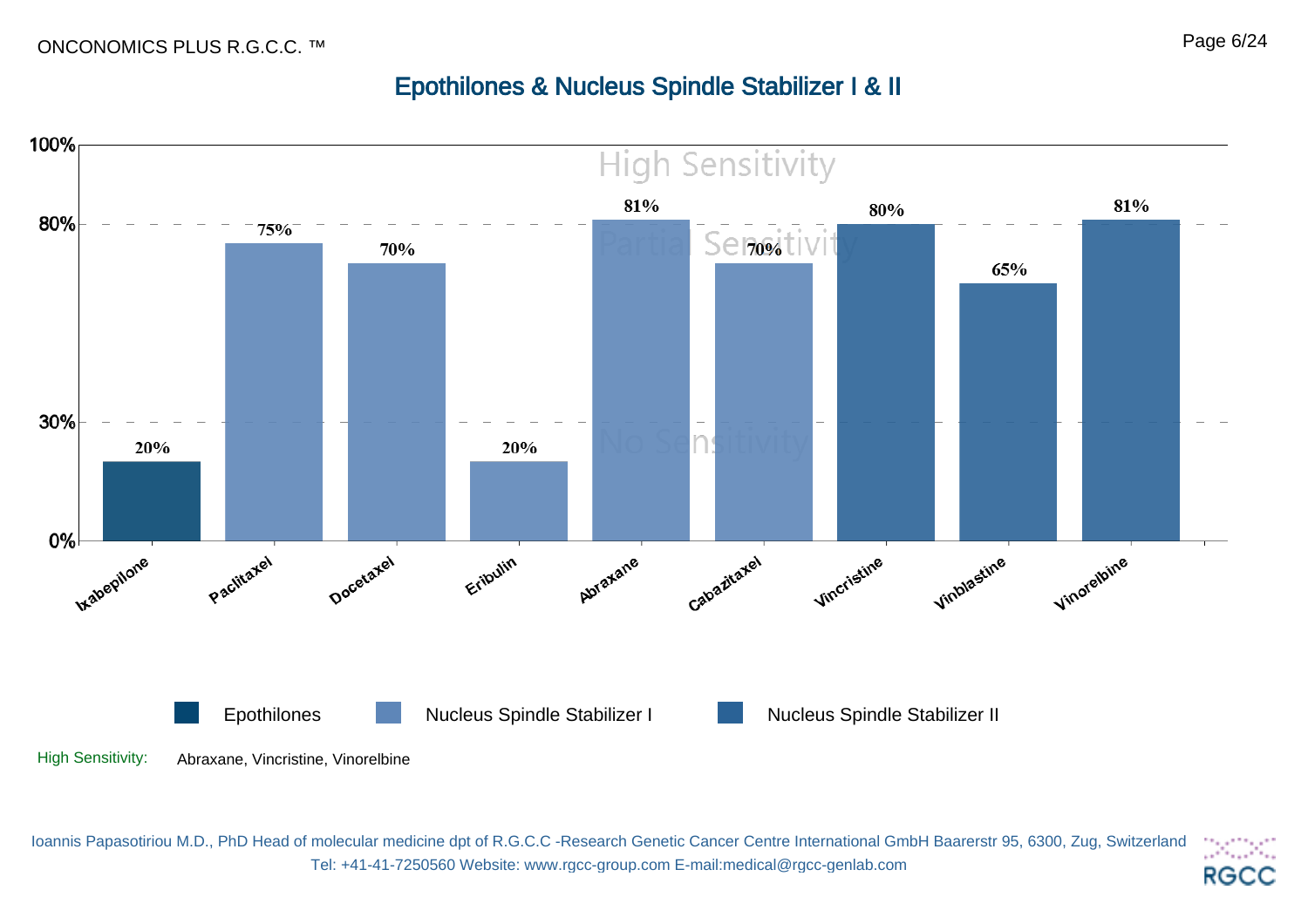## Epothilones & Nucleus Spindle Stabilizer I & II

| Drug | Category | Sensitivity |
|---|---|---|
| Ixabepilone | Epothilones | 20% |
| Paclitaxel | Nucleus Spindle Stabilizer I | 75% |
| Docetaxel | Nucleus Spindle Stabilizer I | 70% |
| Eribulin | Nucleus Spindle Stabilizer I | 20% |
| Abraxane | Nucleus Spindle Stabilizer I | 81% |
| Cabazitaxel | Nucleus Spindle Stabilizer I | 70% |
| Vincristine | Nucleus Spindle Stabilizer II | 80% |
| Vinblastine | Nucleus Spindle Stabilizer II | 65% |
| Vinorelbine | Nucleus Spindle Stabilizer II | 81% |

Sensitivity thresholds: High Sensitivity (above 80%), Partial Sensitivity (30%–80%), No Sensitivity (below 30%)

Legend: Epothilones; Nucleus Spindle Stabilizer I; Nucleus Spindle Stabilizer II

High Sensitivity: Abraxane, Vincristine, Vinorelbine

Ioannis Papasotiriou M.D., PhD Head of molecular medicine dpt of R.G.C.C -Research Genetic Cancer Centre International GmbH Baarerstr 95, 6300, Zug, Switzerland
Tel: +41-41-7250560 Website: www.rgcc-group.com E-mail:medical@rgcc-genlab.com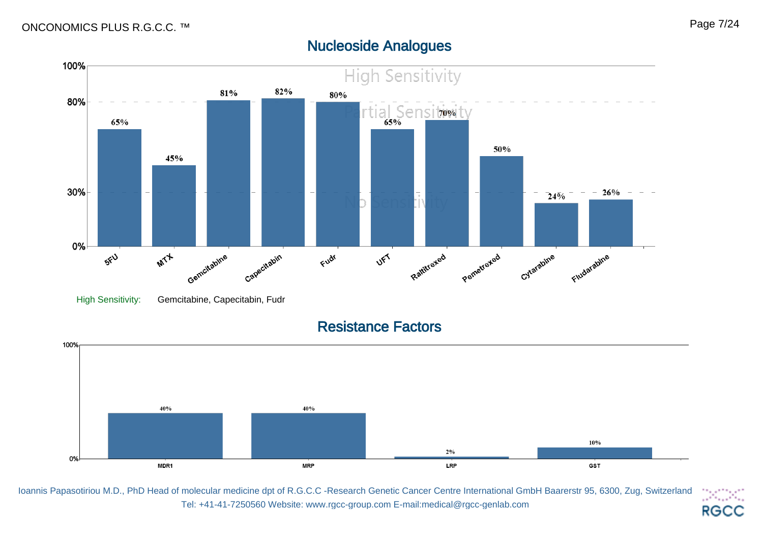## Nucleoside Analogues

| Drug | Sensitivity |
|---|---|
| 5FU | 65% |
| MTX | 45% |
| Gemcitabine | 81% |
| Capecitabin | 82% |
| Fudr | 80% |
| UFT | 65% |
| Raltitrexed | 70% |
| Pemetrexed | 50% |
| Cytarabine | 24% |
| Fludarabine | 26% |

High Sensitivity: Gemcitabine, Capecitabin, Fudr

## Resistance Factors

| Factor | Value |
|---|---|
| MDR1 | 40% |
| MRP | 40% |
| LRP | 2% |
| GST | 10% |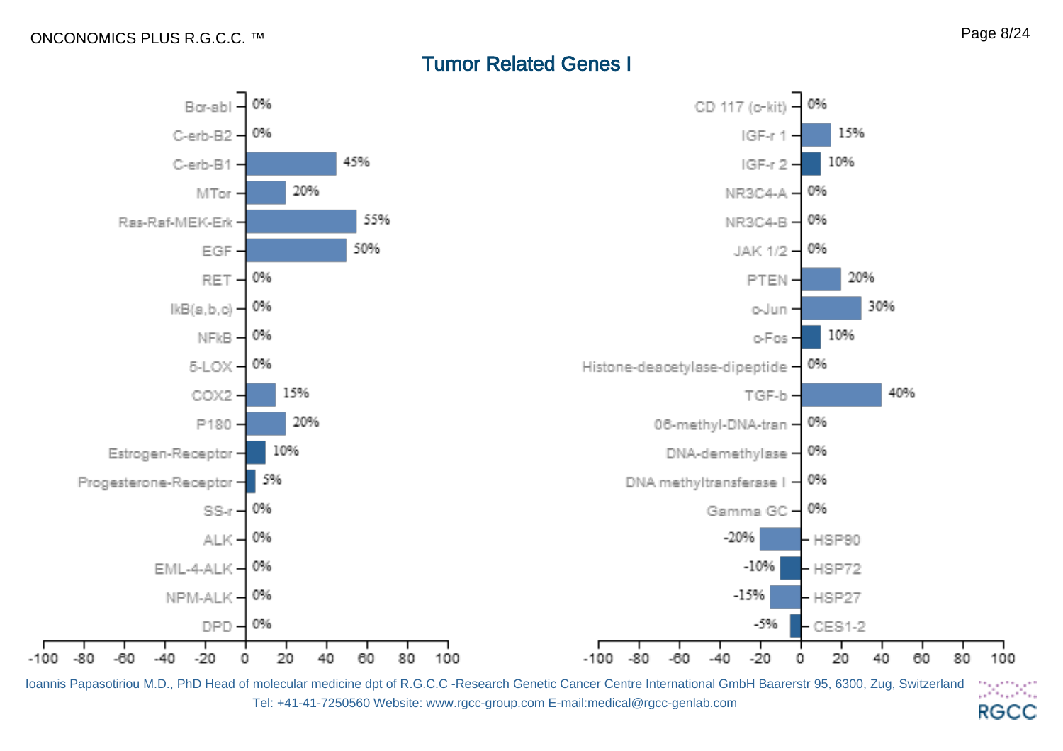# Tumor Related Genes I

| Gene | Value |
| --- | --- |
| Bcr-abl | 0% |
| C-erb-B2 | 0% |
| C-erb-B1 | 45% |
| MTor | 20% |
| Ras-Raf-MEK-Erk | 55% |
| EGF | 50% |
| RET | 0% |
| IkB(a,b,c) | 0% |
| NFkB | 0% |
| 5-LOX | 0% |
| COX2 | 15% |
| P180 | 20% |
| Estrogen-Receptor | 10% |
| Progesterone-Receptor | 5% |
| SS-r | 0% |
| ALK | 0% |
| EML-4-ALK | 0% |
| NPM-ALK | 0% |
| DPD | 0% |

| Gene | Value |
| --- | --- |
| CD 117 (c-kit) | 0% |
| IGF-r 1 | 15% |
| IGF-r 2 | 10% |
| NR3C4-A | 0% |
| NR3C4-B | 0% |
| JAK 1/2 | 0% |
| PTEN | 20% |
| c-Jun | 30% |
| c-Fos | 10% |
| Histone-deacetylase-dipeptide | 0% |
| TGF-b | 40% |
| 06-methyl-DNA-tran | 0% |
| DNA-demethylase | 0% |
| DNA methyltransferase I | 0% |
| Gamma GC | 0% |
| HSP90 | -20% |
| HSP72 | -10% |
| HSP27 | -15% |
| CES1-2 | -5% |

Ioannis Papasotiriou M.D., PhD Head of molecular medicine dpt of R.G.C.C -Research Genetic Cancer Centre International GmbH Baarerstr 95, 6300, Zug, Switzerland
Tel: +41-41-7250560 Website: www.rgcc-group.com E-mail:medical@rgcc-genlab.com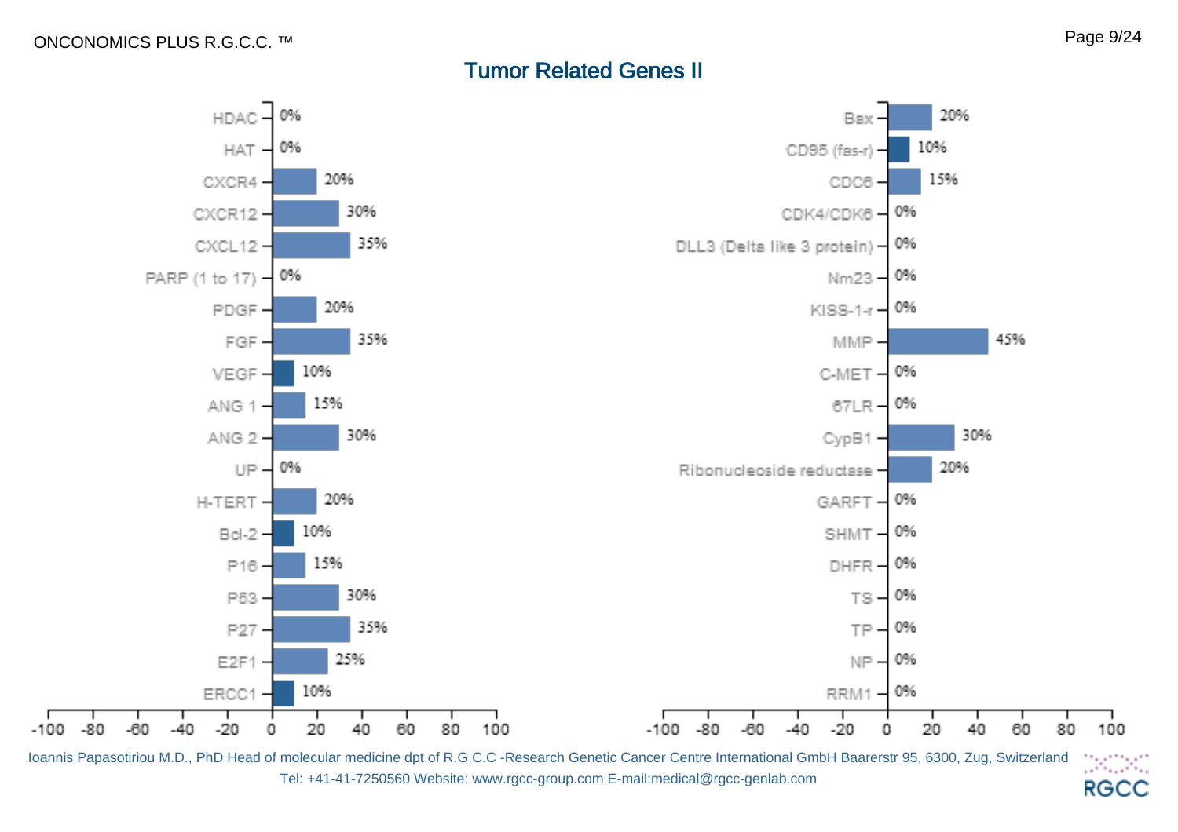## Tumor Related Genes II

| Gene | Value |
| --- | --- |
| HDAC | 0% |
| HAT | 0% |
| CXCR4 | 20% |
| CXCR12 | 30% |
| CXCL12 | 35% |
| PARP (1 to 17) | 0% |
| PDGF | 20% |
| FGF | 35% |
| VEGF | 10% |
| ANG 1 | 15% |
| ANG 2 | 30% |
| UP | 0% |
| H-TERT | 20% |
| Bcl-2 | 10% |
| P16 | 15% |
| P53 | 30% |
| P27 | 35% |
| E2F1 | 25% |
| ERCC1 | 10% |

| Gene | Value |
| --- | --- |
| Bax | 20% |
| CD95 (fas-r) | 10% |
| CDC6 | 15% |
| CDK4/CDK6 | 0% |
| DLL3 (Delta like 3 protein) | 0% |
| Nm23 | 0% |
| KISS-1-r | 0% |
| MMP | 45% |
| C-MET | 0% |
| 67LR | 0% |
| CypB1 | 30% |
| Ribonucleoside reductase | 20% |
| GARFT | 0% |
| SHMT | 0% |
| DHFR | 0% |
| TS | 0% |
| TP | 0% |
| NP | 0% |
| RRM1 | 0% |

Ioannis Papasotiriou M.D., PhD Head of molecular medicine dpt of R.G.C.C -Research Genetic Cancer Centre International GmbH Baarerstr 95, 6300, Zug, Switzerland
Tel: +41-41-7250560 Website: www.rgcc-group.com E-mail:medical@rgcc-genlab.com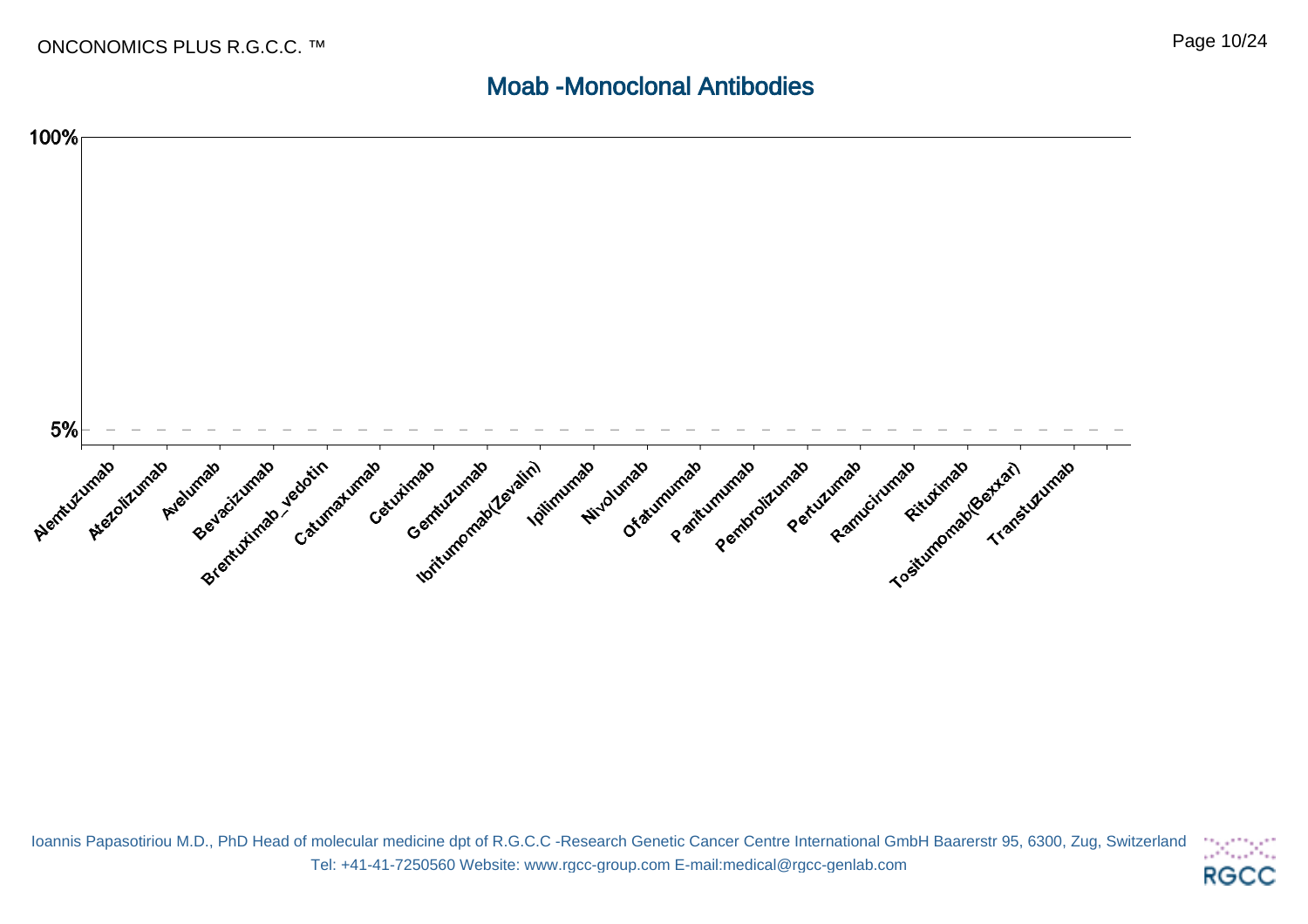## Moab -Monoclonal Antibodies

100%

5%

Alemtuzumab, Atezolizumab, Avelumab, Bevacizumab, Brentuximab_vedotin, Catumaxumab, Cetuximab, Gemtuzumab, Ibritumomab(Zevalin), Ipilimumab, Nivolumab, Ofatumumab, Panitumumab, Pembrolizumab, Pertuzumab, Ramucirumab, Rituximab, Tositumomab(Bexxar), Transtuzumab

Ioannis Papasotiriou M.D., PhD Head of molecular medicine dpt of R.G.C.C -Research Genetic Cancer Centre International GmbH Baarerstr 95, 6300, Zug, Switzerland
Tel: +41-41-7250560 Website: www.rgcc-group.com E-mail:medical@rgcc-genlab.com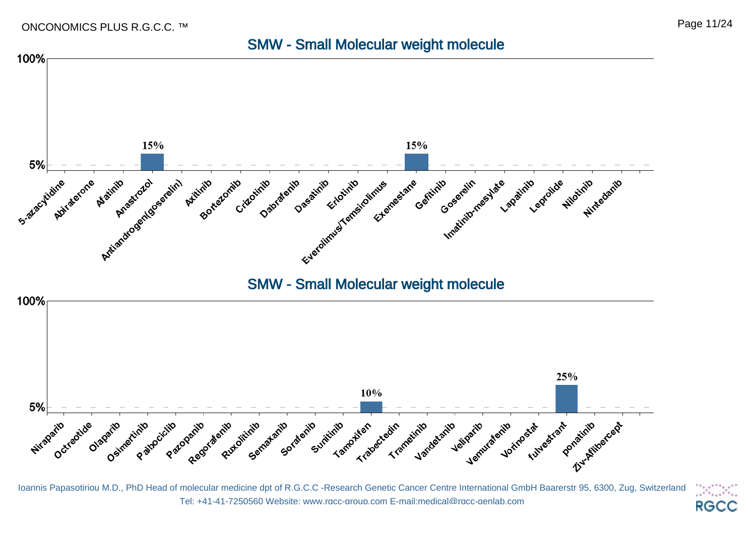## SMW - Small Molecular weight molecule

| Drug | Value |
| --- | --- |
| 5-azacytidine | |
| Abiraterone | |
| Afatinib | |
| Anastrozol | 15% |
| Antiandrogen(goserelin) | |
| Axitinib | |
| Bortezomib | |
| Crizotinib | |
| Dabrafenib | |
| Dasatinib | |
| Erlotinib | |
| Everolimus/Temsirolimus | |
| Exemestane | 15% |
| Gefitinib | |
| Goserelin | |
| Imatinib-mesylate | |
| Lapatinib | |
| Leprolide | |
| Nilotinib | |
| Nintedanib | |

## SMW - Small Molecular weight molecule

| Drug | Value |
| --- | --- |
| Niraparib | |
| Octreotide | |
| Olaparib | |
| Osimertinib | |
| Palbociclib | |
| Pazopanib | |
| Regorafenib | |
| Ruxolitinib | |
| Semaxanib | |
| Sorafenib | |
| Sunitinib | |
| Tamoxifen | 10% |
| Trabectedin | |
| Trametinib | |
| Vandetanib | |
| Veliparib | |
| Vemurafenib | |
| Vorinostat | |
| fulvestrant | 25% |
| ponatinib | |
| Ziv-Aflibercept | |

Ioannis Papasotiriou M.D., PhD Head of molecular medicine dpt of R.G.C.C -Research Genetic Cancer Centre International GmbH Baarerstr 95, 6300, Zug, Switzerland
Tel: +41-41-7250560 Website: www.rgcc-group.com E-mail:medical@rgcc-genlab.com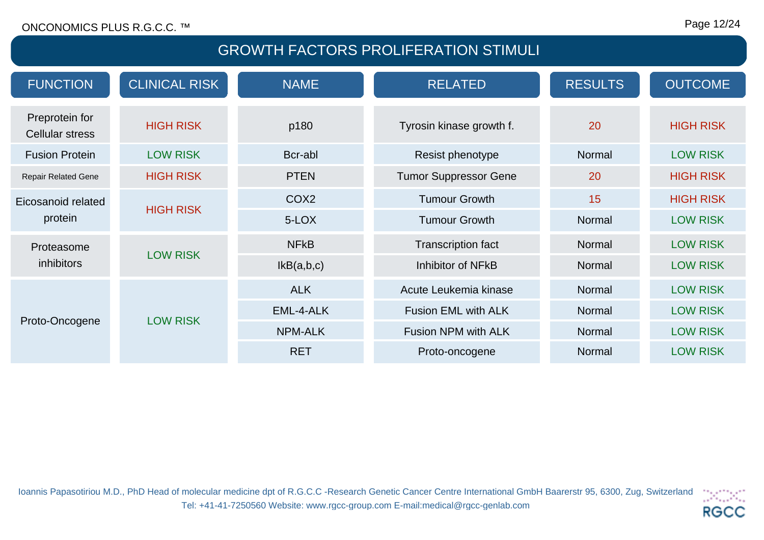## GROWTH FACTORS PROLIFERATION STIMULI

| FUNCTION | CLINICAL RISK | NAME | RELATED | RESULTS | OUTCOME |
|---|---|---|---|---|---|
| Preprotein for Cellular stress | HIGH RISK | p180 | Tyrosin kinase growth f. | 20 | HIGH RISK |
| Fusion Protein | LOW RISK | Bcr-abl | Resist phenotype | Normal | LOW RISK |
| Repair Related Gene | HIGH RISK | PTEN | Tumor Suppressor Gene | 20 | HIGH RISK |
| Eicosanoid related protein | HIGH RISK | COX2 | Tumour Growth | 15 | HIGH RISK |
| | | 5-LOX | Tumour Growth | Normal | LOW RISK |
| Proteasome inhibitors | LOW RISK | NFkB | Transcription fact | Normal | LOW RISK |
| | | IkB(a,b,c) | Inhibitor of NFkB | Normal | LOW RISK |
| Proto-Oncogene | LOW RISK | ALK | Acute Leukemia kinase | Normal | LOW RISK |
| | | EML-4-ALK | Fusion EML with ALK | Normal | LOW RISK |
| | | NPM-ALK | Fusion NPM with ALK | Normal | LOW RISK |
| | | RET | Proto-oncogene | Normal | LOW RISK |

Ioannis Papasotiriou M.D., PhD Head of molecular medicine dpt of R.G.C.C -Research Genetic Cancer Centre International GmbH Baarerstr 95, 6300, Zug, Switzerland
Tel: +41-41-7250560 Website: www.rgcc-group.com E-mail:medical@rgcc-genlab.com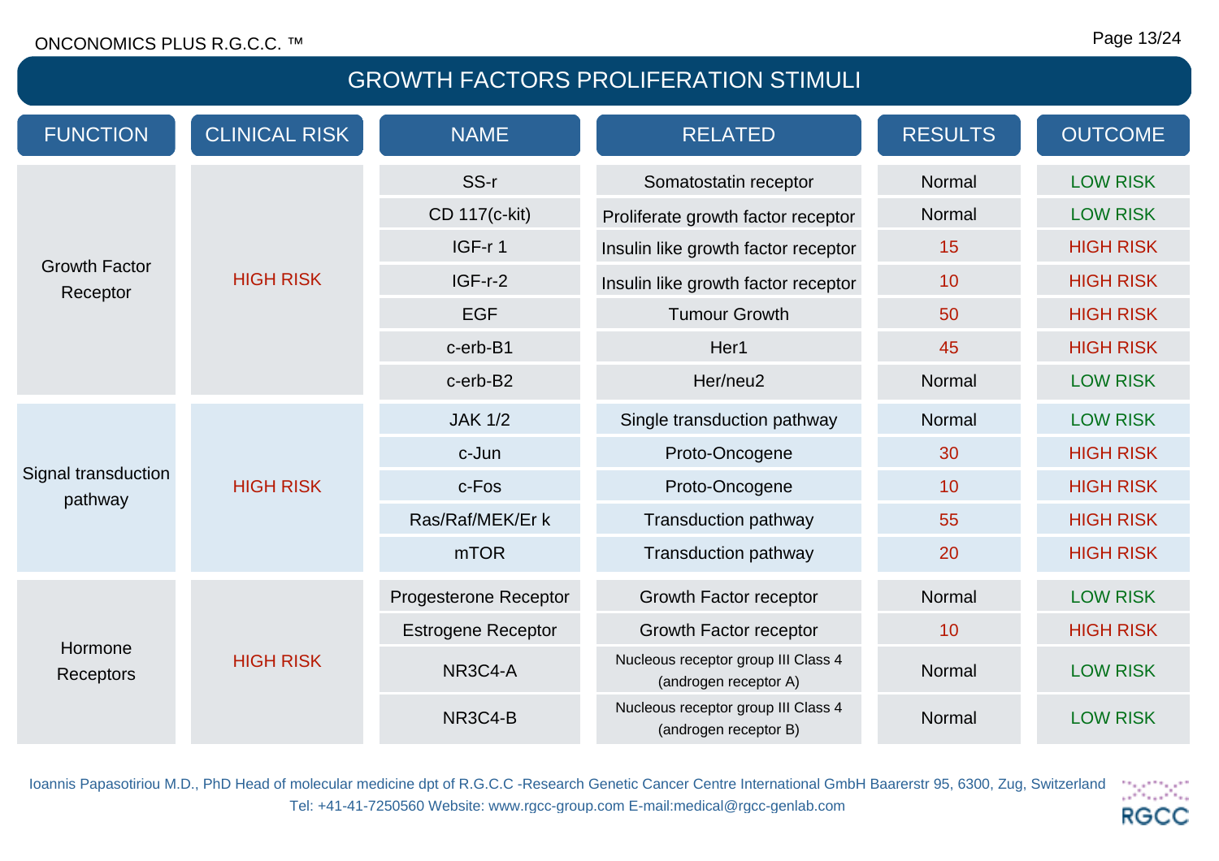## GROWTH FACTORS PROLIFERATION STIMULI

| FUNCTION | CLINICAL RISK | NAME | RELATED | RESULTS | OUTCOME |
|---|---|---|---|---|---|
| Growth Factor Receptor | HIGH RISK | SS-r | Somatostatin receptor | Normal | LOW RISK |
| | | CD 117(c-kit) | Proliferate growth factor receptor | Normal | LOW RISK |
| | | IGF-r 1 | Insulin like growth factor receptor | 15 | HIGH RISK |
| | | IGF-r-2 | Insulin like growth factor receptor | 10 | HIGH RISK |
| | | EGF | Tumour Growth | 50 | HIGH RISK |
| | | c-erb-B1 | Her1 | 45 | HIGH RISK |
| | | c-erb-B2 | Her/neu2 | Normal | LOW RISK |
| Signal transduction pathway | HIGH RISK | JAK 1/2 | Single transduction pathway | Normal | LOW RISK |
| | | c-Jun | Proto-Oncogene | 30 | HIGH RISK |
| | | c-Fos | Proto-Oncogene | 10 | HIGH RISK |
| | | Ras/Raf/MEK/Er k | Transduction pathway | 55 | HIGH RISK |
| | | mTOR | Transduction pathway | 20 | HIGH RISK |
| Hormone Receptors | HIGH RISK | Progesterone Receptor | Growth Factor receptor | Normal | LOW RISK |
| | | Estrogene Receptor | Growth Factor receptor | 10 | HIGH RISK |
| | | NR3C4-A | Nucleous receptor group III Class 4 (androgen receptor A) | Normal | LOW RISK |
| | | NR3C4-B | Nucleous receptor group III Class 4 (androgen receptor B) | Normal | LOW RISK |

Ioannis Papasotiriou M.D., PhD Head of molecular medicine dpt of R.G.C.C -Research Genetic Cancer Centre International GmbH Baarerstr 95, 6300, Zug, Switzerland
Tel: +41-41-7250560 Website: www.rgcc-group.com E-mail:medical@rgcc-genlab.com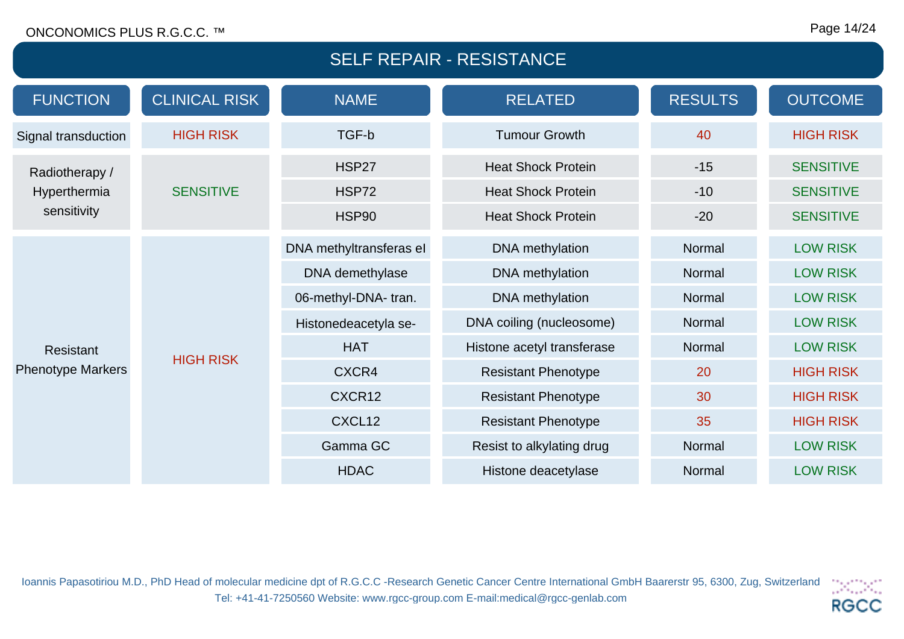# SELF REPAIR - RESISTANCE

| FUNCTION | CLINICAL RISK | NAME | RELATED | RESULTS | OUTCOME |
|---|---|---|---|---|---|
| Signal transduction | HIGH RISK | TGF-b | Tumour Growth | 40 | HIGH RISK |
| Radiotherapy / Hyperthermia sensitivity | SENSITIVE | HSP27 | Heat Shock Protein | -15 | SENSITIVE |
| | | HSP72 | Heat Shock Protein | -10 | SENSITIVE |
| | | HSP90 | Heat Shock Protein | -20 | SENSITIVE |
| Resistant Phenotype Markers | HIGH RISK | DNA methyltransferas el | DNA methylation | Normal | LOW RISK |
| | | DNA demethylase | DNA methylation | Normal | LOW RISK |
| | | 06-methyl-DNA- tran. | DNA methylation | Normal | LOW RISK |
| | | Histonedeacetyla se- | DNA coiling (nucleosome) | Normal | LOW RISK |
| | | HAT | Histone acetyl transferase | Normal | LOW RISK |
| | | CXCR4 | Resistant Phenotype | 20 | HIGH RISK |
| | | CXCR12 | Resistant Phenotype | 30 | HIGH RISK |
| | | CXCL12 | Resistant Phenotype | 35 | HIGH RISK |
| | | Gamma GC | Resist to alkylating drug | Normal | LOW RISK |
| | | HDAC | Histone deacetylase | Normal | LOW RISK |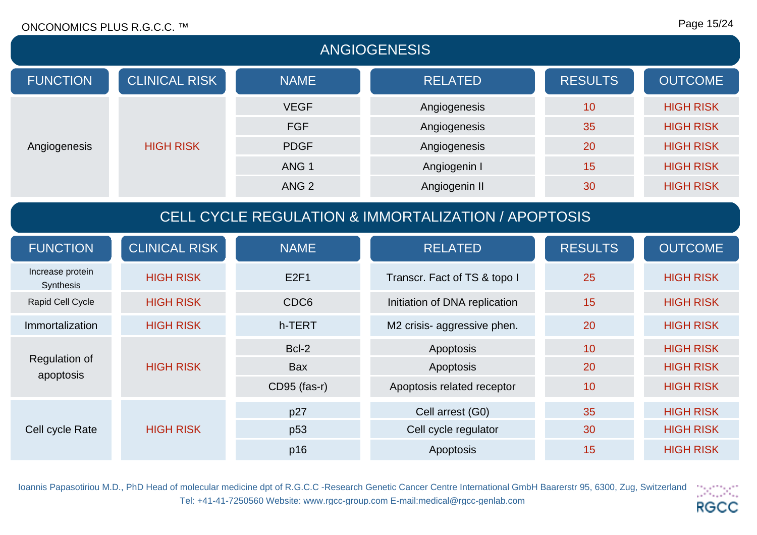## ANGIOGENESIS

| FUNCTION | CLINICAL RISK | NAME | RELATED | RESULTS | OUTCOME |
|---|---|---|---|---|---|
| Angiogenesis | HIGH RISK | VEGF | Angiogenesis | 10 | HIGH RISK |
| | | FGF | Angiogenesis | 35 | HIGH RISK |
| | | PDGF | Angiogenesis | 20 | HIGH RISK |
| | | ANG 1 | Angiogenin I | 15 | HIGH RISK |
| | | ANG 2 | Angiogenin II | 30 | HIGH RISK |

## CELL CYCLE REGULATION & IMMORTALIZATION / APOPTOSIS

| FUNCTION | CLINICAL RISK | NAME | RELATED | RESULTS | OUTCOME |
|---|---|---|---|---|---|
| Increase protein Synthesis | HIGH RISK | E2F1 | Transcr. Fact of TS & topo I | 25 | HIGH RISK |
| Rapid Cell Cycle | HIGH RISK | CDC6 | Initiation of DNA replication | 15 | HIGH RISK |
| Immortalization | HIGH RISK | h-TERT | M2 crisis- aggressive phen. | 20 | HIGH RISK |
| Regulation of apoptosis | HIGH RISK | Bcl-2 | Apoptosis | 10 | HIGH RISK |
| | | Bax | Apoptosis | 20 | HIGH RISK |
| | | CD95 (fas-r) | Apoptosis related receptor | 10 | HIGH RISK |
| Cell cycle Rate | HIGH RISK | p27 | Cell arrest (G0) | 35 | HIGH RISK |
| | | p53 | Cell cycle regulator | 30 | HIGH RISK |
| | | p16 | Apoptosis | 15 | HIGH RISK |

Ioannis Papasotiriou M.D., PhD Head of molecular medicine dpt of R.G.C.C -Research Genetic Cancer Centre International GmbH Baarerstr 95, 6300, Zug, Switzerland
Tel: +41-41-7250560 Website: www.rgcc-group.com E-mail:medical@rgcc-genlab.com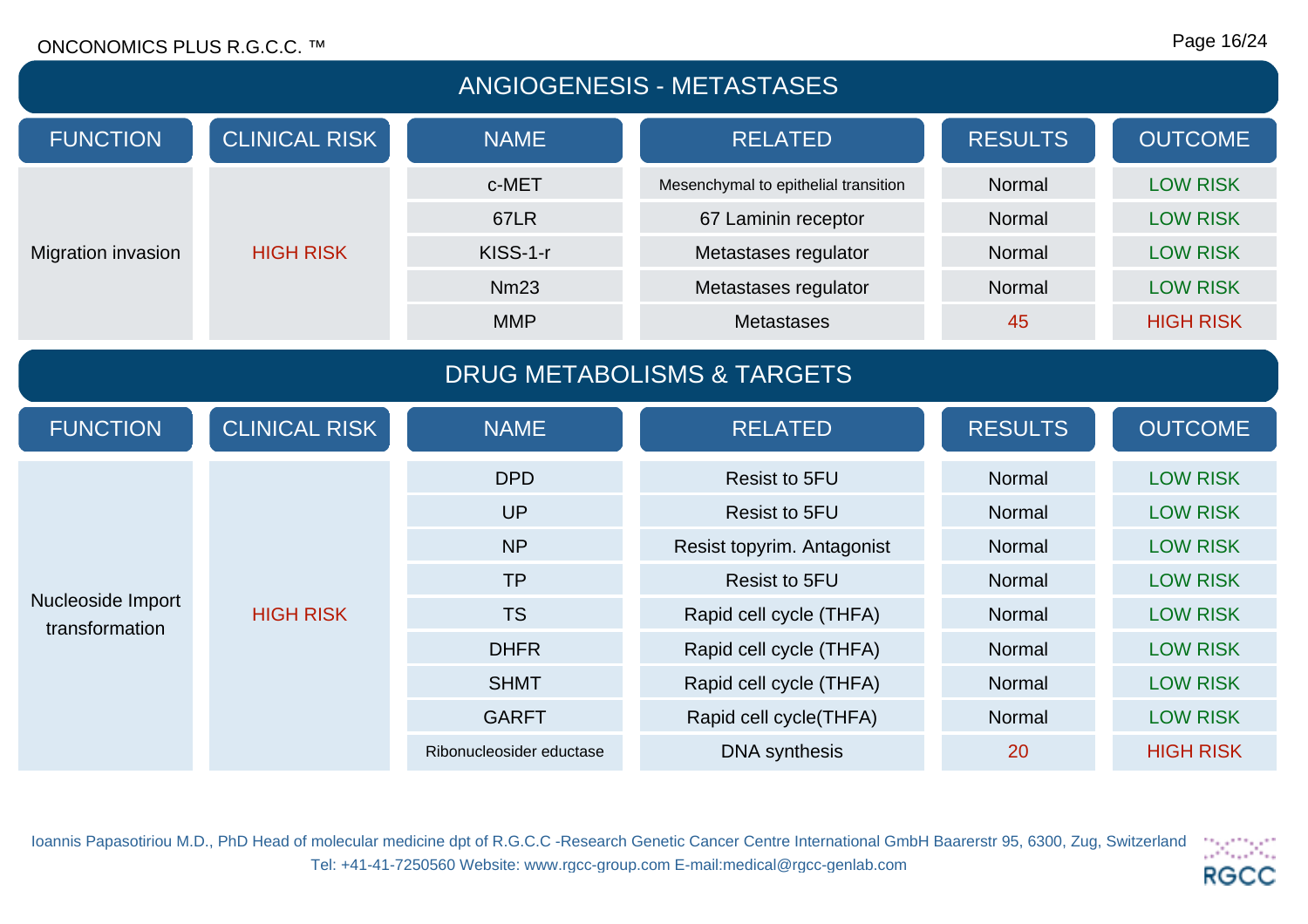## ANGIOGENESIS - METASTASES

| FUNCTION | CLINICAL RISK | NAME | RELATED | RESULTS | OUTCOME |
|---|---|---|---|---|---|
| Migration invasion | HIGH RISK | c-MET | Mesenchymal to epithelial transition | Normal | LOW RISK |
| | | 67LR | 67 Laminin receptor | Normal | LOW RISK |
| | | KISS-1-r | Metastases regulator | Normal | LOW RISK |
| | | Nm23 | Metastases regulator | Normal | LOW RISK |
| | | MMP | Metastases | 45 | HIGH RISK |

## DRUG METABOLISMS & TARGETS

| FUNCTION | CLINICAL RISK | NAME | RELATED | RESULTS | OUTCOME |
|---|---|---|---|---|---|
| Nucleoside Import transformation | HIGH RISK | DPD | Resist to 5FU | Normal | LOW RISK |
| | | UP | Resist to 5FU | Normal | LOW RISK |
| | | NP | Resist topyrim. Antagonist | Normal | LOW RISK |
| | | TP | Resist to 5FU | Normal | LOW RISK |
| | | TS | Rapid cell cycle (THFA) | Normal | LOW RISK |
| | | DHFR | Rapid cell cycle (THFA) | Normal | LOW RISK |
| | | SHMT | Rapid cell cycle (THFA) | Normal | LOW RISK |
| | | GARFT | Rapid cell cycle(THFA) | Normal | LOW RISK |
| | | Ribonucleosider eductase | DNA synthesis | 20 | HIGH RISK |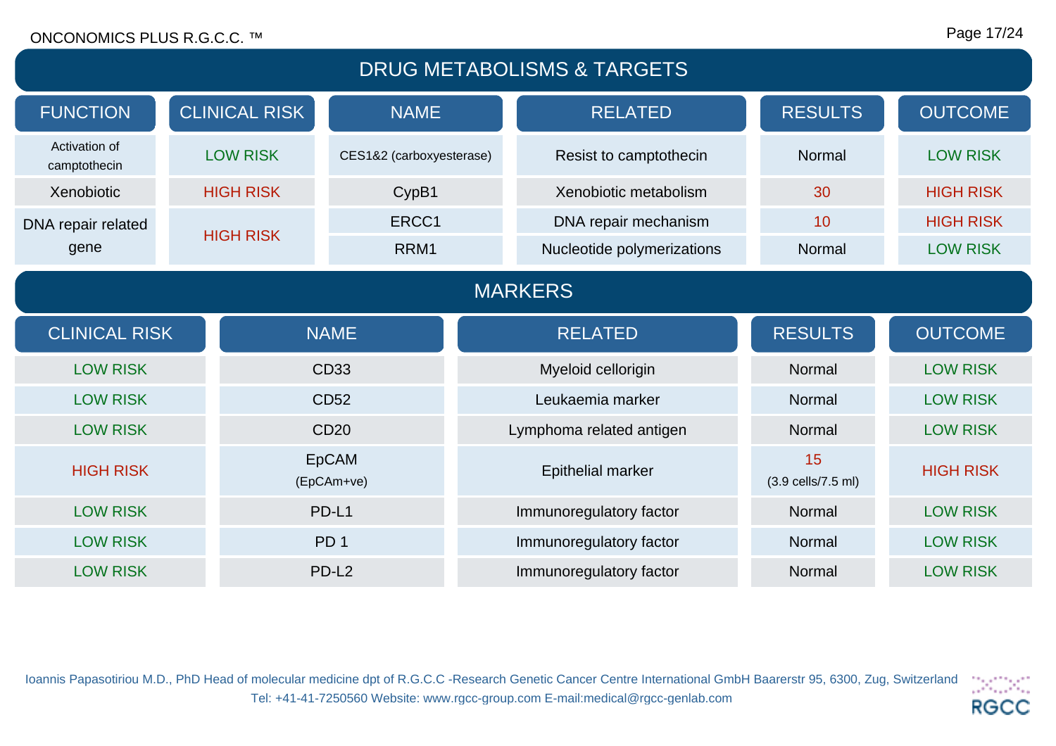## DRUG METABOLISMS & TARGETS

| FUNCTION | CLINICAL RISK | NAME | RELATED | RESULTS | OUTCOME |
|---|---|---|---|---|---|
| Activation of camptothecin | LOW RISK | CES1&2 (carboxyesterase) | Resist to camptothecin | Normal | LOW RISK |
| Xenobiotic | HIGH RISK | CypB1 | Xenobiotic metabolism | 30 | HIGH RISK |
| DNA repair related gene | HIGH RISK | ERCC1 | DNA repair mechanism | 10 | HIGH RISK |
| | | RRM1 | Nucleotide polymerizations | Normal | LOW RISK |

## MARKERS

| CLINICAL RISK | NAME | RELATED | RESULTS | OUTCOME |
|---|---|---|---|---|
| LOW RISK | CD33 | Myeloid cellorigin | Normal | LOW RISK |
| LOW RISK | CD52 | Leukaemia marker | Normal | LOW RISK |
| LOW RISK | CD20 | Lymphoma related antigen | Normal | LOW RISK |
| HIGH RISK | EpCAM (EpCAm+ve) | Epithelial marker | 15 (3.9 cells/7.5 ml) | HIGH RISK |
| LOW RISK | PD-L1 | Immunoregulatory factor | Normal | LOW RISK |
| LOW RISK | PD 1 | Immunoregulatory factor | Normal | LOW RISK |
| LOW RISK | PD-L2 | Immunoregulatory factor | Normal | LOW RISK |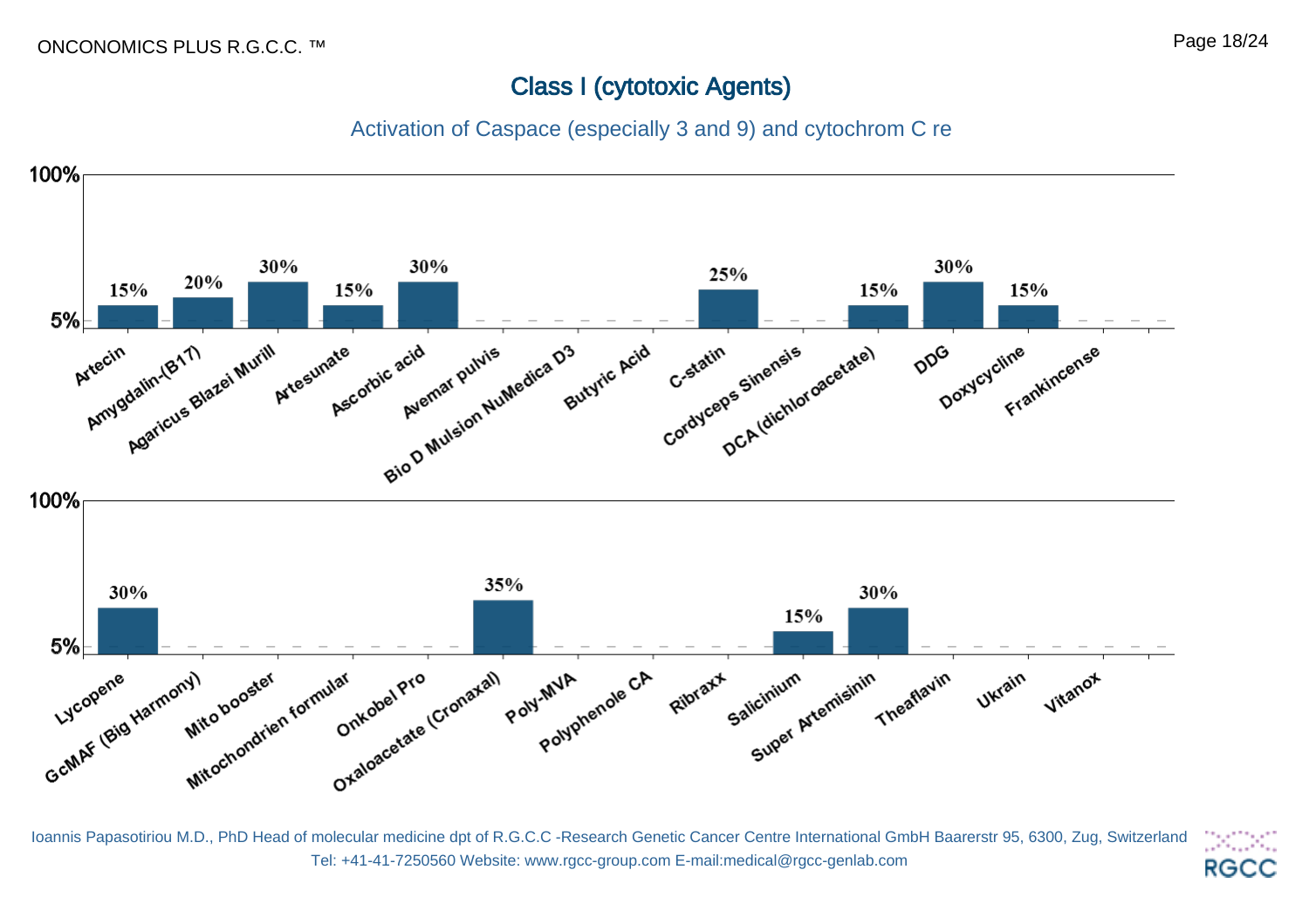## Class I (cytotoxic Agents)

### Activation of Caspace (especially 3 and 9) and cytochrom C re

| Agent | Value |
|---|---|
| Artecin | 15% |
| Amygdalin-(B17) | 20% |
| Agaricus Blazei Murill | 30% |
| Artesunate | 15% |
| Ascorbic acid | 30% |
| Avemar pulvis | |
| Bio D Mulsion NuMedica D3 | |
| Butyric Acid | |
| C-statin | 25% |
| Cordyceps Sinensis | |
| DCA (dichloroacetate) | 15% |
| DDG | 30% |
| Doxycycline | 15% |
| Frankincense | |

| Agent | Value |
|---|---|
| Lycopene | 30% |
| GcMAF (Big Harmony) | |
| Mito booster | |
| Mitochondrien formular | |
| Onkobel Pro | |
| Oxaloacetate (Cronaxal) | 35% |
| Poly-MVA | |
| Polyphenole CA | |
| Ribraxx | |
| Salicinium | 15% |
| Super Artemisinin | 30% |
| Theaflavin | |
| Ukrain | |
| Vitanox | |

Ioannis Papasotiriou M.D., PhD Head of molecular medicine dpt of R.G.C.C -Research Genetic Cancer Centre International GmbH Baarerstr 95, 6300, Zug, Switzerland
Tel: +41-41-7250560 Website: www.rgcc-group.com E-mail:medical@rgcc-genlab.com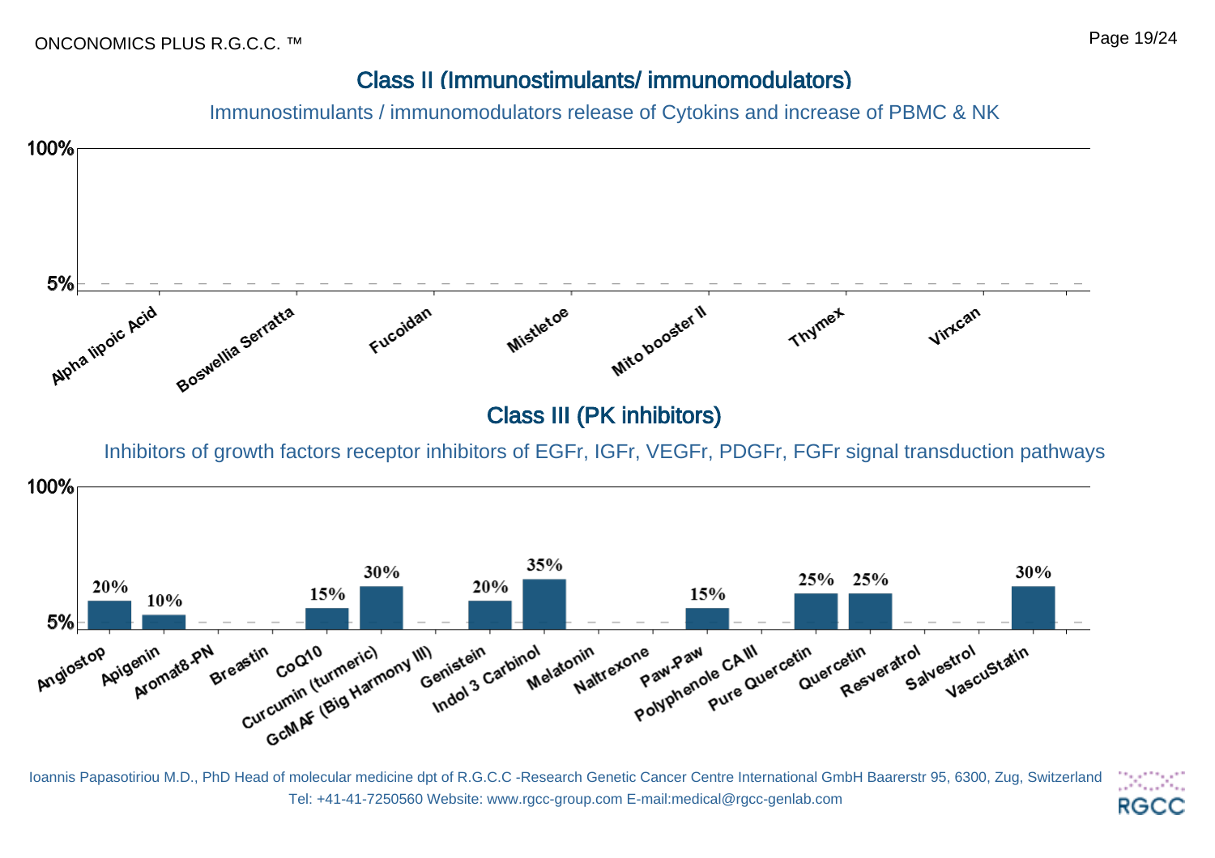## Class II (Immunostimulants/ immunomodulators)

Immunostimulants / immunomodulators release of Cytokins and increase of PBMC & NK

| Substance | Value |
|---|---|
| Alpha lipoic Acid | |
| Boswellia Serratta | |
| Fucoidan | |
| Mistletoe | |
| Mito booster II | |
| Thymex | |
| Virxcan | |

## Class III (PK inhibitors)

Inhibitors of growth factors receptor inhibitors of EGFr, IGFr, VEGFr, PDGFr, FGFr signal transduction pathways

| Substance | Value |
|---|---|
| Angiostop | 20% |
| Apigenin | 10% |
| Aromat8-PN | |
| Breastin | |
| CoQ10 | 15% |
| Curcumin (turmeric) | 30% |
| GcMAF (Big Harmony III) | |
| Genistein | 20% |
| Indol 3 Carbinol | 35% |
| Melatonin | |
| Naltrexone | |
| Paw-Paw | 15% |
| Polyphenole CA III | |
| Pure Quercetin | 25% |
| Quercetin | 25% |
| Resveratrol | |
| Salvestrol | |
| VascuStatin | 30% |

Ioannis Papasotiriou M.D., PhD Head of molecular medicine dpt of R.G.C.C -Research Genetic Cancer Centre International GmbH Baarerstr 95, 6300, Zug, Switzerland
Tel: +41-41-7250560 Website: www.rgcc-group.com E-mail:medical@rgcc-genlab.com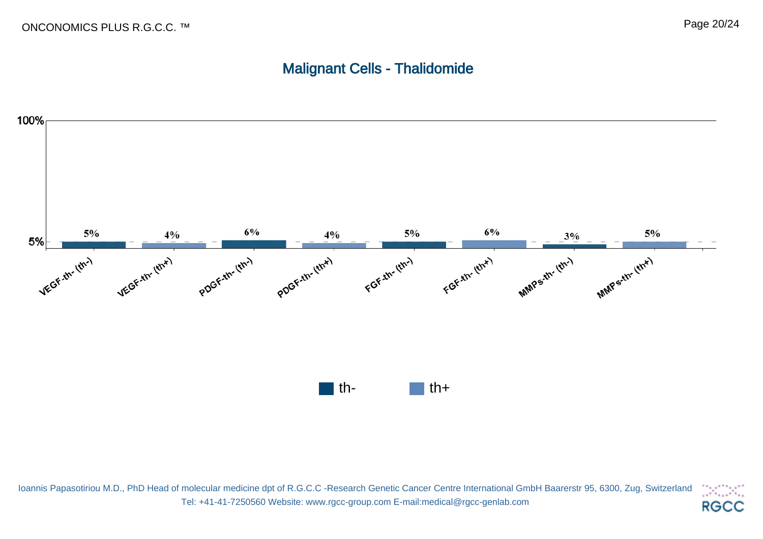## Malignant Cells - Thalidomide

| | Value |
|---|---|
| VEGF-th- (th-) | 5% |
| VEGF-th- (th+) | 4% |
| PDGF-th- (th-) | 6% |
| PDGF-th- (th+) | 4% |
| FGF-th- (th-) | 5% |
| FGF-th- (th+) | 6% |
| MMPs-th- (th-) | 3% |
| MMPs-th- (th+) | 5% |

Legend: th- / th+

Ioannis Papasotiriou M.D., PhD Head of molecular medicine dpt of R.G.C.C -Research Genetic Cancer Centre International GmbH Baarerstr 95, 6300, Zug, Switzerland
Tel: +41-41-7250560 Website: www.rgcc-group.com E-mail:medical@rgcc-genlab.com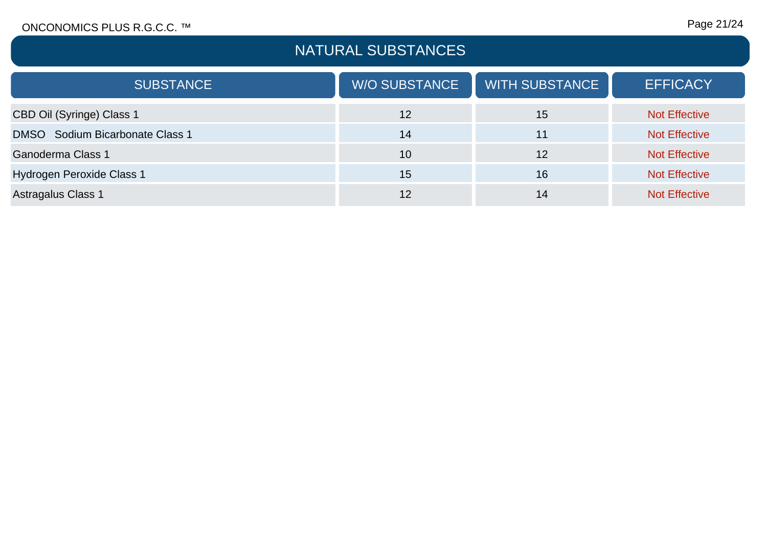# NATURAL SUBSTANCES

| SUBSTANCE | W/O SUBSTANCE | WITH SUBSTANCE | EFFICACY |
|---|---|---|---|
| CBD Oil (Syringe) Class 1 | 12 | 15 | Not Effective |
| DMSO  Sodium Bicarbonate Class 1 | 14 | 11 | Not Effective |
| Ganoderma Class 1 | 10 | 12 | Not Effective |
| Hydrogen Peroxide Class 1 | 15 | 16 | Not Effective |
| Astragalus Class 1 | 12 | 14 | Not Effective |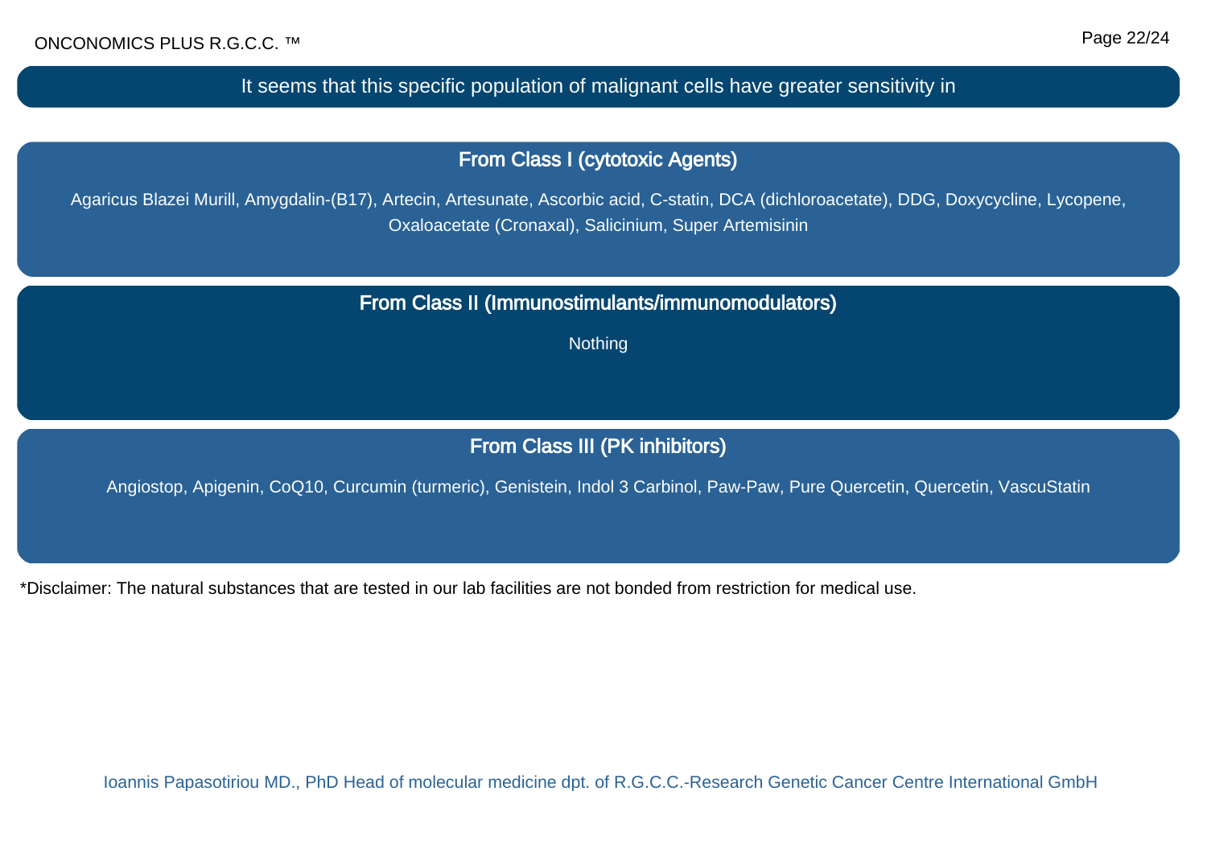## It seems that this specific population of malignant cells have greater sensitivity in

### From Class I (cytotoxic Agents)

Agaricus Blazei Murill, Amygdalin-(B17), Artecin, Artesunate, Ascorbic acid, C-statin, DCA (dichloroacetate), DDG, Doxycycline, Lycopene, Oxaloacetate (Cronaxal), Salicinium, Super Artemisinin

### From Class II (Immunostimulants/immunomodulators)

Nothing

### From Class III (PK inhibitors)

Angiostop, Apigenin, CoQ10, Curcumin (turmeric), Genistein, Indol 3 Carbinol, Paw-Paw, Pure Quercetin, Quercetin, VascuStatin

*Disclaimer: The natural substances that are tested in our lab facilities are not bonded from restriction for medical use.

Ioannis Papasotiriou MD., PhD Head of molecular medicine dpt. of R.G.C.C.-Research Genetic Cancer Centre International GmbH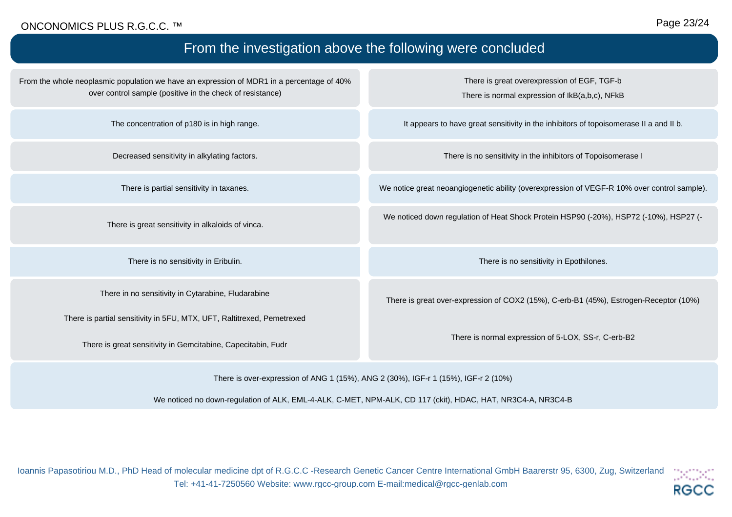## From the investigation above the following were concluded

From the whole neoplasmic population we have an expression of MDR1 in a percentage of 40% over control sample (positive in the check of resistance)

There is great overexpression of EGF, TGF-b

There is normal expression of IkB(a,b,c), NFkB

The concentration of p180 is in high range.

It appears to have great sensitivity in the inhibitors of topoisomerase II a and II b.

Decreased sensitivity in alkylating factors.

There is no sensitivity in the inhibitors of Topoisomerase I

There is partial sensitivity in taxanes.

We notice great neoangiogenetic ability (overexpression of VEGF-R 10% over control sample).

There is great sensitivity in alkaloids of vinca.

We noticed down regulation of Heat Shock Protein HSP90 (-20%), HSP72 (-10%), HSP27 (-

There is no sensitivity in Eribulin.

There is no sensitivity in Epothilones.

There in no sensitivity in Cytarabine, Fludarabine

There is partial sensitivity in 5FU, MTX, UFT, Raltitrexed, Pemetrexed

There is great sensitivity in Gemcitabine, Capecitabin, Fudr

There is great over-expression of COX2 (15%), C-erb-B1 (45%), Estrogen-Receptor (10%)

There is normal expression of 5-LOX, SS-r, C-erb-B2

There is over-expression of ANG 1 (15%), ANG 2 (30%), IGF-r 1 (15%), IGF-r 2 (10%)

We noticed no down-regulation of ALK, EML-4-ALK, C-MET, NPM-ALK, CD 117 (ckit), HDAC, HAT, NR3C4-A, NR3C4-B

Ioannis Papasotiriou M.D., PhD Head of molecular medicine dpt of R.G.C.C -Research Genetic Cancer Centre International GmbH Baarerstr 95, 6300, Zug, Switzerland
Tel: +41-41-7250560 Website: www.rgcc-group.com E-mail:medical@rgcc-genlab.com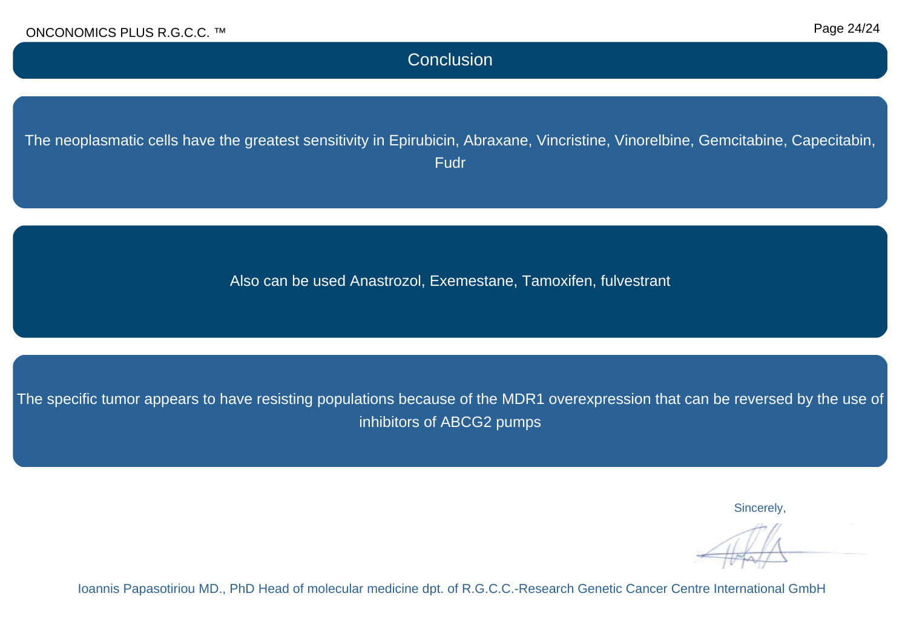## Conclusion

The neoplasmatic cells have the greatest sensitivity in Epirubicin, Abraxane, Vincristine, Vinorelbine, Gemcitabine, Capecitabin, Fudr

Also can be used Anastrozol, Exemestane, Tamoxifen, fulvestrant

The specific tumor appears to have resisting populations because of the MDR1 overexpression that can be reversed by the use of inhibitors of ABCG2 pumps

Sincerely,

Ioannis Papasotiriou MD., PhD Head of molecular medicine dpt. of R.G.C.C.-Research Genetic Cancer Centre International GmbH